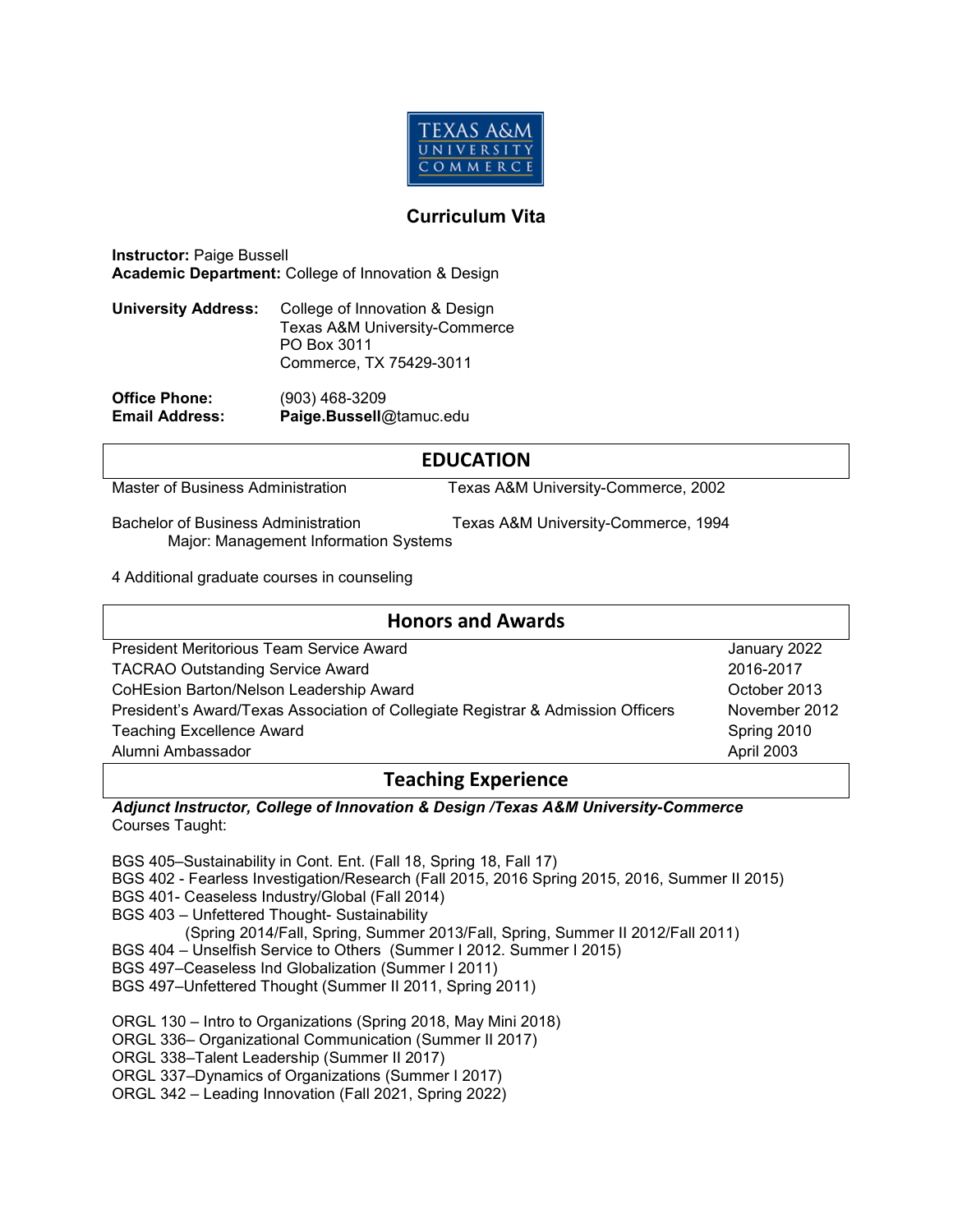# Curriculum Vita

**Instructor:** Paige Bussell
**Academic Department:** College of Innovation & Design

**University Address:** College of Innovation & Design
Texas A&M University-Commerce
PO Box 3011
Commerce, TX 75429-3011

**Office Phone:** (903) 468-3209
**Email Address:** **Paige.Bussell**@tamuc.edu

## EDUCATION

Master of Business Administration — Texas A&M University-Commerce, 2002

Bachelor of Business Administration — Texas A&M University-Commerce, 1994
Major: Management Information Systems

4 Additional graduate courses in counseling

## Honors and Awards

| Award | Date |
| --- | --- |
| President Meritorious Team Service Award | January 2022 |
| TACRAO Outstanding Service Award | 2016-2017 |
| CoHEsion Barton/Nelson Leadership Award | October 2013 |
| President's Award/Texas Association of Collegiate Registrar & Admission Officers | November 2012 |
| Teaching Excellence Award | Spring 2010 |
| Alumni Ambassador | April 2003 |

## Teaching Experience

***Adjunct Instructor, College of Innovation & Design /Texas A&M University-Commerce***
Courses Taught:

BGS 405–Sustainability in Cont. Ent. (Fall 18, Spring 18, Fall 17)
BGS 402 - Fearless Investigation/Research (Fall 2015, 2016 Spring 2015, 2016, Summer II 2015)
BGS 401- Ceaseless Industry/Global (Fall 2014)
BGS 403 – Unfettered Thought- Sustainability
(Spring 2014/Fall, Spring, Summer 2013/Fall, Spring, Summer II 2012/Fall 2011)
BGS 404 – Unselfish Service to Others (Summer I 2012. Summer I 2015)
BGS 497–Ceaseless Ind Globalization (Summer I 2011)
BGS 497–Unfettered Thought (Summer II 2011, Spring 2011)

ORGL 130 – Intro to Organizations (Spring 2018, May Mini 2018)
ORGL 336– Organizational Communication (Summer II 2017)
ORGL 338–Talent Leadership (Summer II 2017)
ORGL 337–Dynamics of Organizations (Summer I 2017)
ORGL 342 – Leading Innovation (Fall 2021, Spring 2022)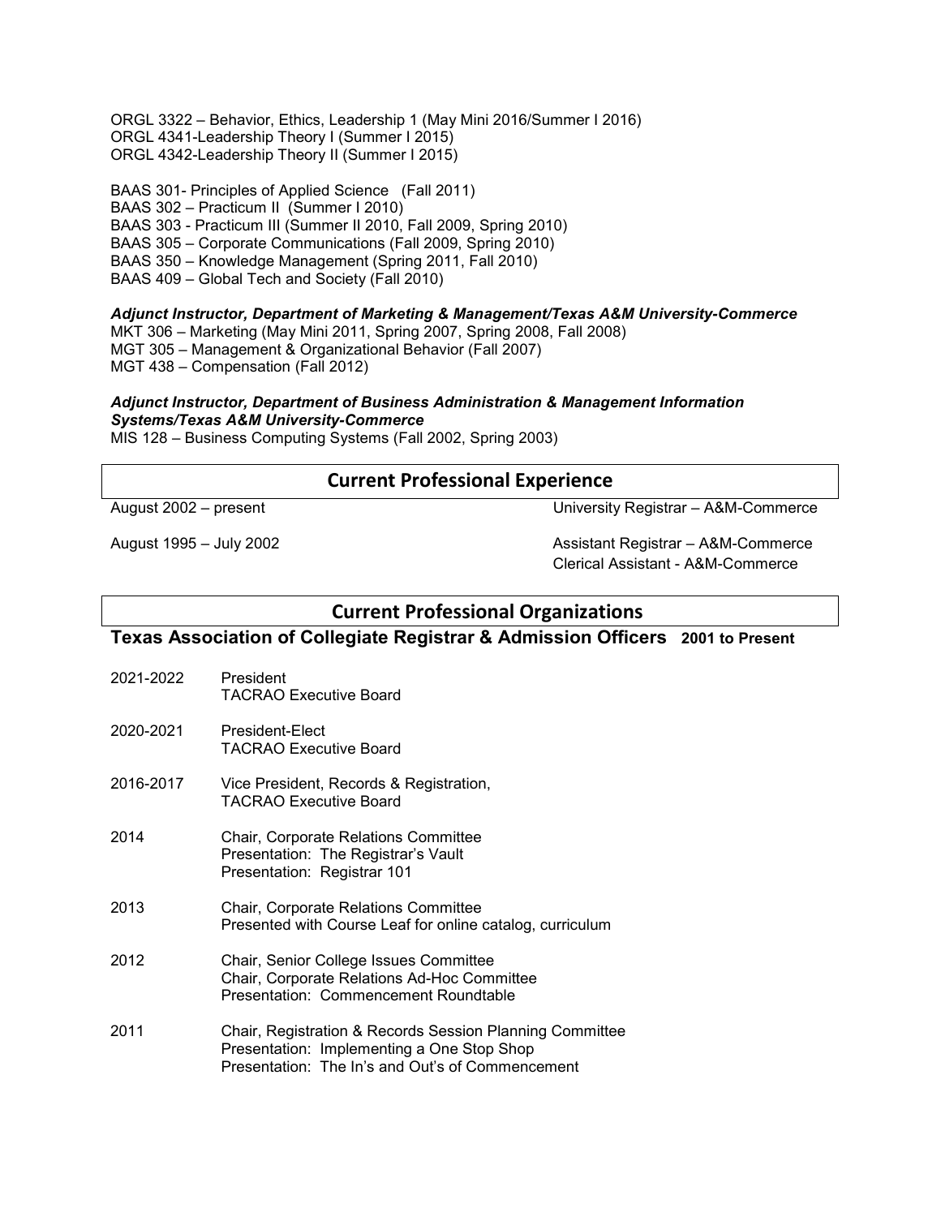ORGL 3322 – Behavior, Ethics, Leadership 1 (May Mini 2016/Summer I 2016)
ORGL 4341-Leadership Theory I (Summer I 2015)
ORGL 4342-Leadership Theory II (Summer I 2015)

BAAS 301- Principles of Applied Science (Fall 2011)
BAAS 302 – Practicum II (Summer I 2010)
BAAS 303 - Practicum III (Summer II 2010, Fall 2009, Spring 2010)
BAAS 305 – Corporate Communications (Fall 2009, Spring 2010)
BAAS 350 – Knowledge Management (Spring 2011, Fall 2010)
BAAS 409 – Global Tech and Society (Fall 2010)

***Adjunct Instructor, Department of Marketing & Management/Texas A&M University-Commerce***
MKT 306 – Marketing (May Mini 2011, Spring 2007, Spring 2008, Fall 2008)
MGT 305 – Management & Organizational Behavior (Fall 2007)
MGT 438 – Compensation (Fall 2012)

***Adjunct Instructor, Department of Business Administration & Management Information Systems/Texas A&M University-Commerce***
MIS 128 – Business Computing Systems (Fall 2002, Spring 2003)

## Current Professional Experience

August 2002 – present — University Registrar – A&M-Commerce

August 1995 – July 2002 — Assistant Registrar – A&M-Commerce
Clerical Assistant - A&M-Commerce

## Current Professional Organizations

### Texas Association of Collegiate Registrar & Admission Officers 2001 to Present

2021-2022 — President
TACRAO Executive Board

2020-2021 — President-Elect
TACRAO Executive Board

2016-2017 — Vice President, Records & Registration,
TACRAO Executive Board

2014 — Chair, Corporate Relations Committee
Presentation: The Registrar's Vault
Presentation: Registrar 101

2013 — Chair, Corporate Relations Committee
Presented with Course Leaf for online catalog, curriculum

2012 — Chair, Senior College Issues Committee
Chair, Corporate Relations Ad-Hoc Committee
Presentation: Commencement Roundtable

2011 — Chair, Registration & Records Session Planning Committee
Presentation: Implementing a One Stop Shop
Presentation: The In's and Out's of Commencement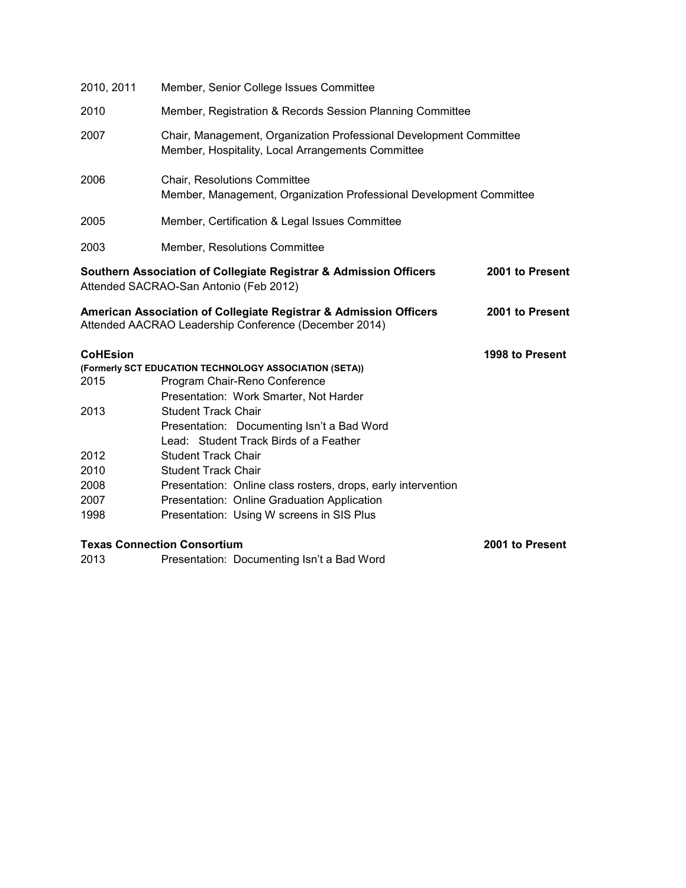| | |
|---|---|
| 2010, 2011 | Member, Senior College Issues Committee |
| 2010 | Member, Registration & Records Session Planning Committee |
| 2007 | Chair, Management, Organization Professional Development Committee<br>Member, Hospitality, Local Arrangements Committee |
| 2006 | Chair, Resolutions Committee<br>Member, Management, Organization Professional Development Committee |
| 2005 | Member, Certification & Legal Issues Committee |
| 2003 | Member, Resolutions Committee |

**Southern Association of Collegiate Registrar & Admission Officers** **2001 to Present**
Attended SACRAO-San Antonio (Feb 2012)

**American Association of Collegiate Registrar & Admission Officers** **2001 to Present**
Attended AACRAO Leadership Conference (December 2014)

**CoHEsion** **1998 to Present**
**(Formerly SCT EDUCATION TECHNOLOGY ASSOCIATION (SETA))**

| | |
|---|---|
| 2015 | Program Chair-Reno Conference<br>Presentation: Work Smarter, Not Harder |
| 2013 | Student Track Chair<br>Presentation: Documenting Isn't a Bad Word<br>Lead: Student Track Birds of a Feather |
| 2012 | Student Track Chair |
| 2010 | Student Track Chair |
| 2008 | Presentation: Online class rosters, drops, early intervention |
| 2007 | Presentation: Online Graduation Application |
| 1998 | Presentation: Using W screens in SIS Plus |

**Texas Connection Consortium** **2001 to Present**

| | |
|---|---|
| 2013 | Presentation: Documenting Isn't a Bad Word |